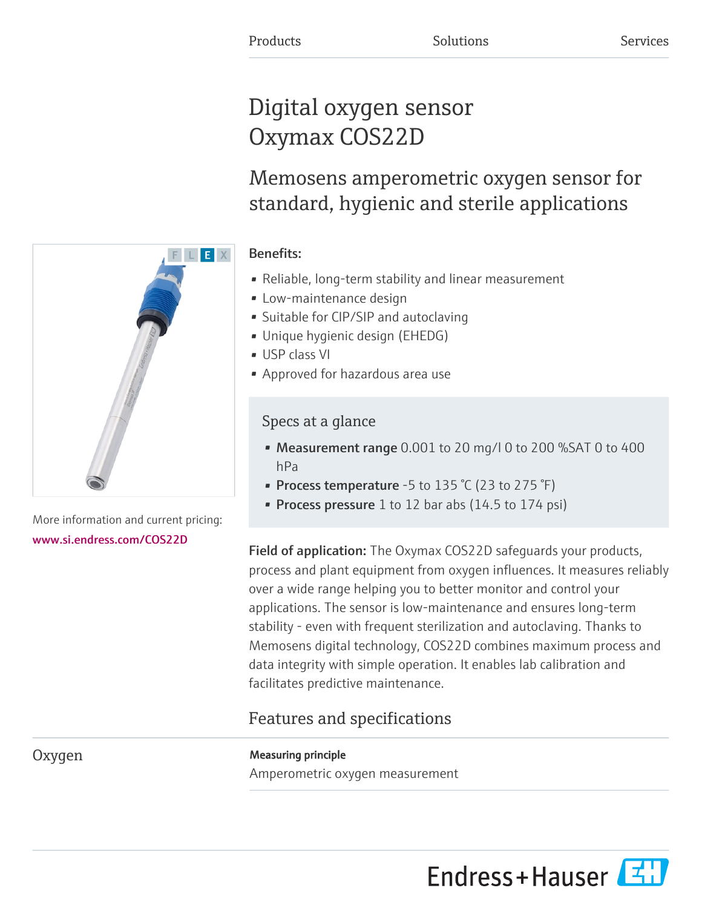Products Solutions Services

# Digital oxygen sensor Oxymax COS22D

## Memosens amperometric oxygen sensor for standard, hygienic and sterile applications

F L E X

More information and current pricing:
www.si.endress.com/COS22D

**Benefits:**

- Reliable, long-term stability and linear measurement
- Low-maintenance design
- Suitable for CIP/SIP and autoclaving
- Unique hygienic design (EHEDG)
- USP class VI
- Approved for hazardous area use

### Specs at a glance

- **Measurement range** 0.001 to 20 mg/l 0 to 200 %SAT 0 to 400 hPa
- **Process temperature** -5 to 135 °C (23 to 275 °F)
- **Process pressure** 1 to 12 bar abs (14.5 to 174 psi)

**Field of application:** The Oxymax COS22D safeguards your products, process and plant equipment from oxygen influences. It measures reliably over a wide range helping you to better monitor and control your applications. The sensor is low-maintenance and ensures long-term stability - even with frequent sterilization and autoclaving. Thanks to Memosens digital technology, COS22D combines maximum process and data integrity with simple operation. It enables lab calibration and facilitates predictive maintenance.

## Features and specifications

### Oxygen

**Measuring principle**

Amperometric oxygen measurement

Endress+Hauser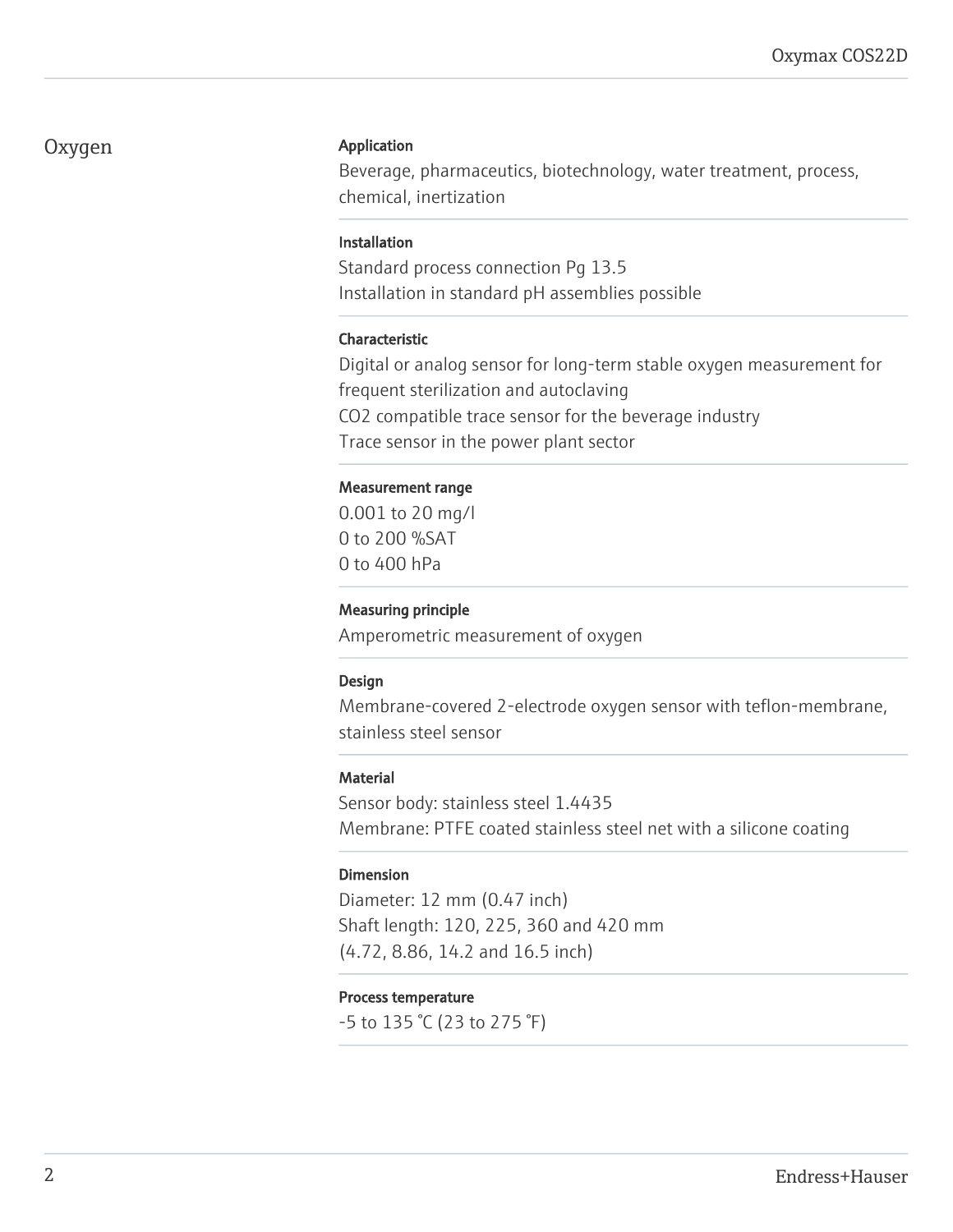# Oxygen

### Application

Beverage, pharmaceutics, biotechnology, water treatment, process, chemical, inertization

### Installation

Standard process connection Pg 13.5
Installation in standard pH assemblies possible

### Characteristic

Digital or analog sensor for long-term stable oxygen measurement for frequent sterilization and autoclaving
CO2 compatible trace sensor for the beverage industry
Trace sensor in the power plant sector

### Measurement range

0.001 to 20 mg/l
0 to 200 %SAT
0 to 400 hPa

### Measuring principle

Amperometric measurement of oxygen

### Design

Membrane-covered 2-electrode oxygen sensor with teflon-membrane, stainless steel sensor

### Material

Sensor body: stainless steel 1.4435
Membrane: PTFE coated stainless steel net with a silicone coating

### Dimension

Diameter: 12 mm (0.47 inch)
Shaft length: 120, 225, 360 and 420 mm
(4.72, 8.86, 14.2 and 16.5 inch)

### Process temperature

-5 to 135 °C (23 to 275 °F)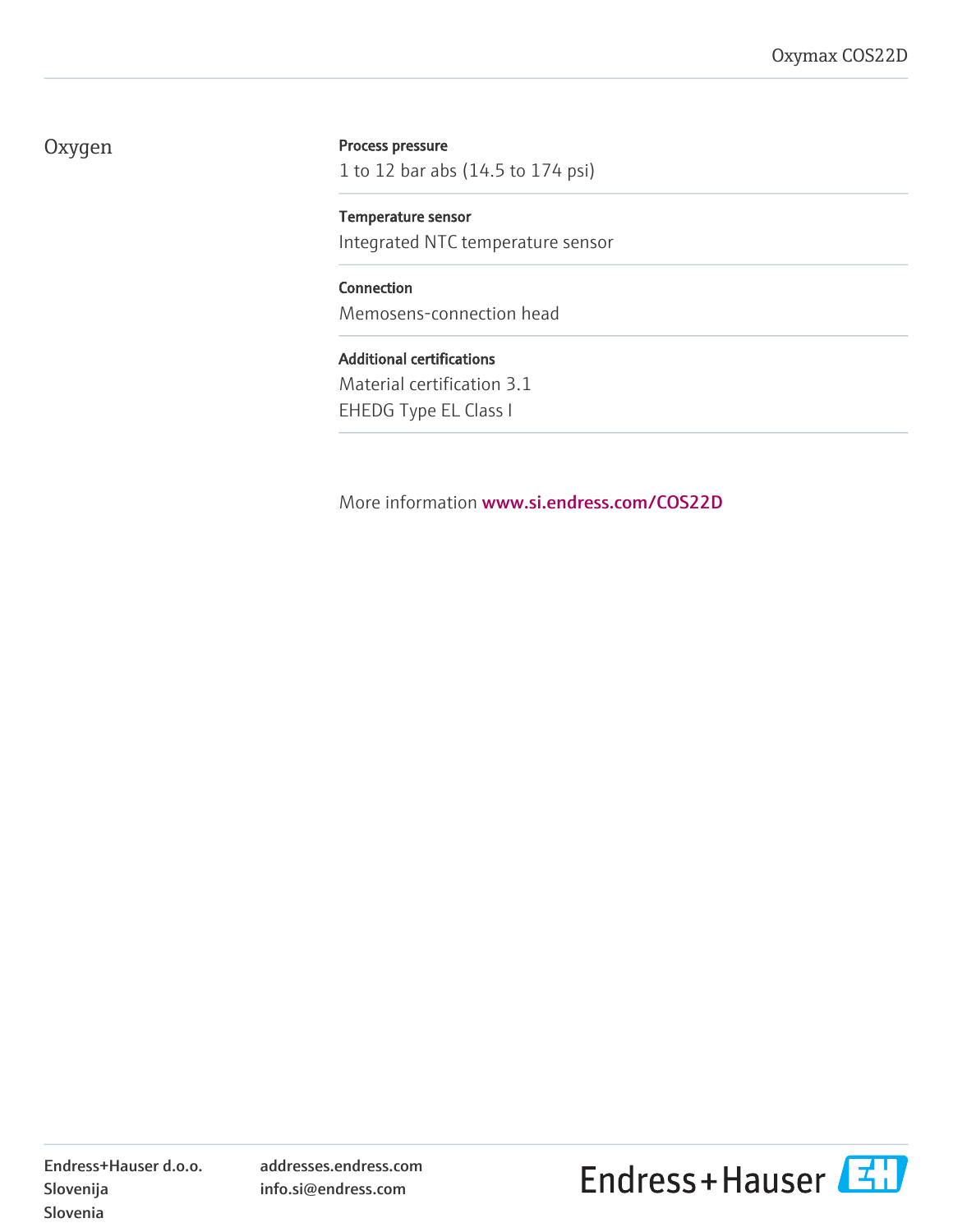## Oxygen

**Process pressure**

1 to 12 bar abs (14.5 to 174 psi)

**Temperature sensor**

Integrated NTC temperature sensor

**Connection**

Memosens-connection head

**Additional certifications**

Material certification 3.1

EHEDG Type EL Class I

More information **www.si.endress.com/COS22D**

Endress+Hauser d.o.o.
Slovenija
Slovenia

addresses.endress.com
info.si@endress.com

Endress+Hauser